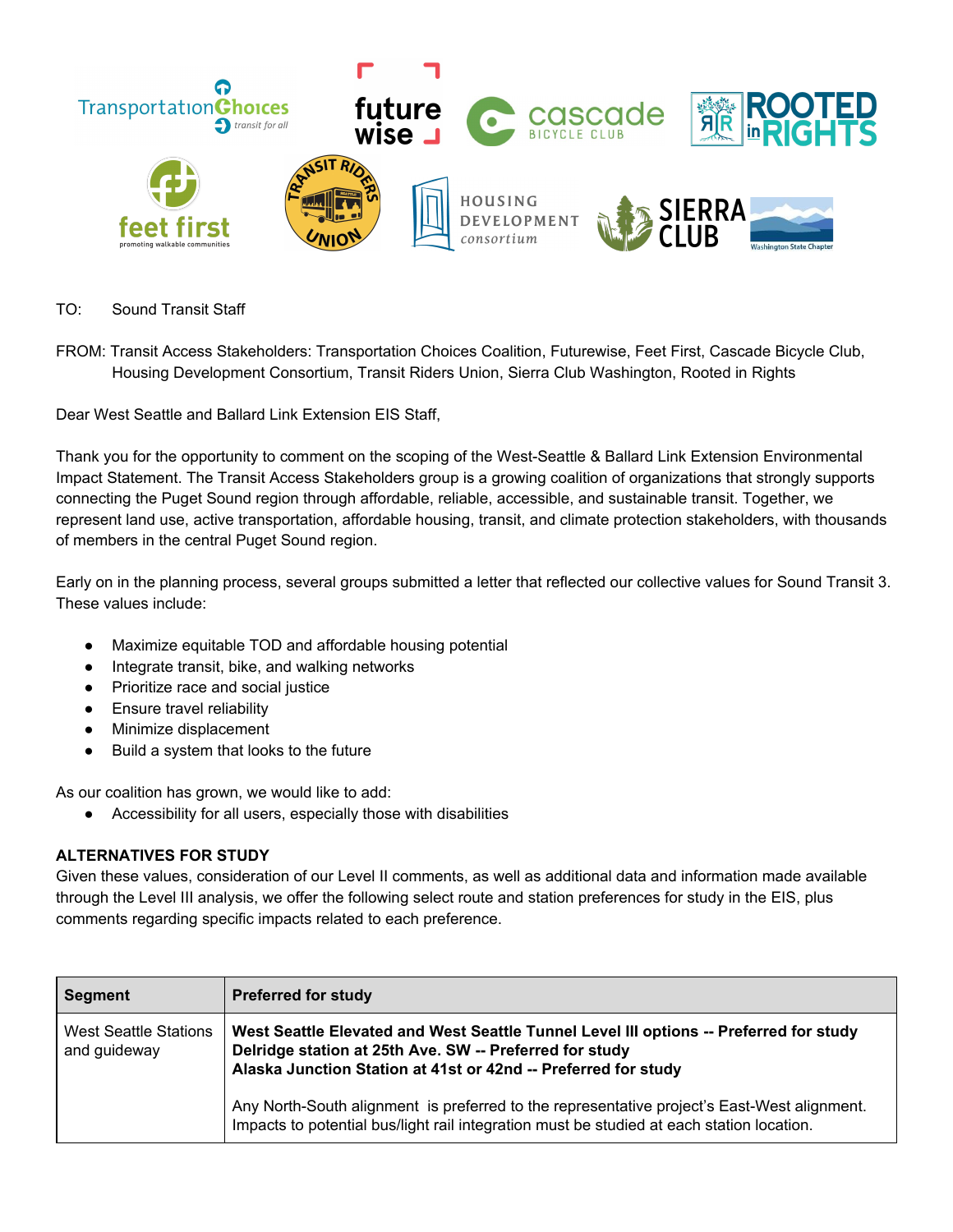TO: Sound Transit Staff

FROM: Transit Access Stakeholders: Transportation Choices Coalition, Futurewise, Feet First, Cascade Bicycle Club, Housing Development Consortium, Transit Riders Union, Sierra Club Washington, Rooted in Rights

Dear West Seattle and Ballard Link Extension EIS Staff,

Thank you for the opportunity to comment on the scoping of the West-Seattle & Ballard Link Extension Environmental Impact Statement. The Transit Access Stakeholders group is a growing coalition of organizations that strongly supports connecting the Puget Sound region through affordable, reliable, accessible, and sustainable transit. Together, we represent land use, active transportation, affordable housing, transit, and climate protection stakeholders, with thousands of members in the central Puget Sound region.

Early on in the planning process, several groups submitted a letter that reflected our collective values for Sound Transit 3. These values include:

- Maximize equitable TOD and affordable housing potential
- Integrate transit, bike, and walking networks
- Prioritize race and social justice
- Ensure travel reliability
- Minimize displacement
- Build a system that looks to the future

As our coalition has grown, we would like to add:

- Accessibility for all users, especially those with disabilities

**ALTERNATIVES FOR STUDY**

Given these values, consideration of our Level II comments, as well as additional data and information made available through the Level III analysis, we offer the following select route and station preferences for study in the EIS, plus comments regarding specific impacts related to each preference.

| Segment | Preferred for study |
|---|---|
| West Seattle Stations and guideway | **West Seattle Elevated and West Seattle Tunnel Level III options -- Preferred for study**<br>**Delridge station at 25th Ave. SW -- Preferred for study**<br>**Alaska Junction Station at 41st or 42nd -- Preferred for study**<br><br>Any North-South alignment is preferred to the representative project's East-West alignment. Impacts to potential bus/light rail integration must be studied at each station location. |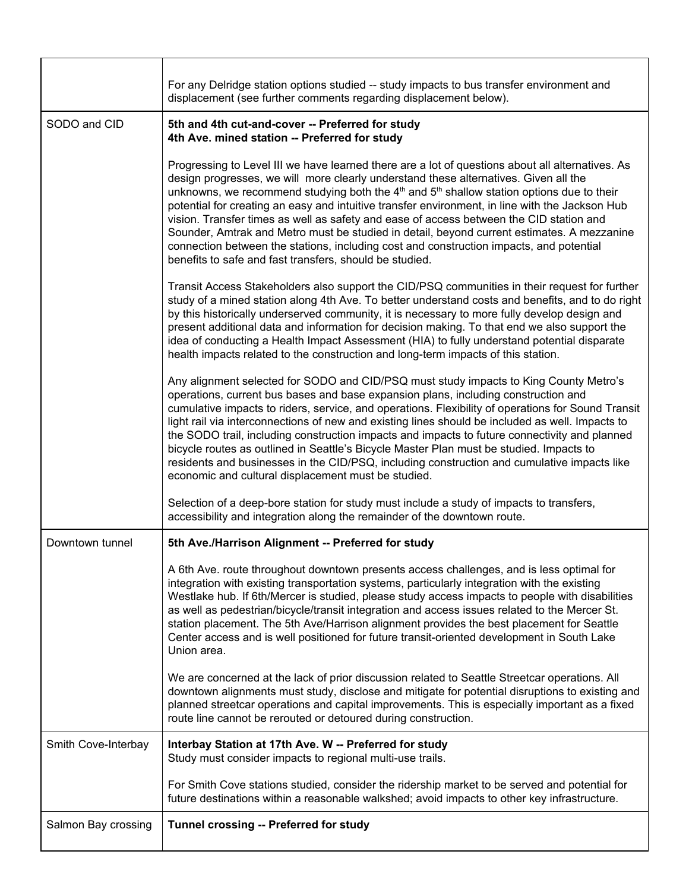| | |
|---|---|
| | For any Delridge station options studied -- study impacts to bus transfer environment and displacement (see further comments regarding displacement below). |
| SODO and CID | **5th and 4th cut-and-cover -- Preferred for study**<br>**4th Ave. mined station -- Preferred for study**<br><br>Progressing to Level III we have learned there are a lot of questions about all alternatives. As design progresses, we will more clearly understand these alternatives. Given all the unknowns, we recommend studying both the 4th and 5th shallow station options due to their potential for creating an easy and intuitive transfer environment, in line with the Jackson Hub vision. Transfer times as well as safety and ease of access between the CID station and Sounder, Amtrak and Metro must be studied in detail, beyond current estimates. A mezzanine connection between the stations, including cost and construction impacts, and potential benefits to safe and fast transfers, should be studied.<br><br>Transit Access Stakeholders also support the CID/PSQ communities in their request for further study of a mined station along 4th Ave. To better understand costs and benefits, and to do right by this historically underserved community, it is necessary to more fully develop design and present additional data and information for decision making. To that end we also support the idea of conducting a Health Impact Assessment (HIA) to fully understand potential disparate health impacts related to the construction and long-term impacts of this station.<br><br>Any alignment selected for SODO and CID/PSQ must study impacts to King County Metro's operations, current bus bases and base expansion plans, including construction and cumulative impacts to riders, service, and operations. Flexibility of operations for Sound Transit light rail via interconnections of new and existing lines should be included as well. Impacts to the SODO trail, including construction impacts and impacts to future connectivity and planned bicycle routes as outlined in Seattle's Bicycle Master Plan must be studied. Impacts to residents and businesses in the CID/PSQ, including construction and cumulative impacts like economic and cultural displacement must be studied.<br><br>Selection of a deep-bore station for study must include a study of impacts to transfers, accessibility and integration along the remainder of the downtown route. |
| Downtown tunnel | **5th Ave./Harrison Alignment -- Preferred for study**<br><br>A 6th Ave. route throughout downtown presents access challenges, and is less optimal for integration with existing transportation systems, particularly integration with the existing Westlake hub. If 6th/Mercer is studied, please study access impacts to people with disabilities as well as pedestrian/bicycle/transit integration and access issues related to the Mercer St. station placement. The 5th Ave/Harrison alignment provides the best placement for Seattle Center access and is well positioned for future transit-oriented development in South Lake Union area.<br><br>We are concerned at the lack of prior discussion related to Seattle Streetcar operations. All downtown alignments must study, disclose and mitigate for potential disruptions to existing and planned streetcar operations and capital improvements. This is especially important as a fixed route line cannot be rerouted or detoured during construction. |
| Smith Cove-Interbay | **Interbay Station at 17th Ave. W -- Preferred for study**<br>Study must consider impacts to regional multi-use trails.<br><br>For Smith Cove stations studied, consider the ridership market to be served and potential for future destinations within a reasonable walkshed; avoid impacts to other key infrastructure. |
| Salmon Bay crossing | **Tunnel crossing -- Preferred for study** |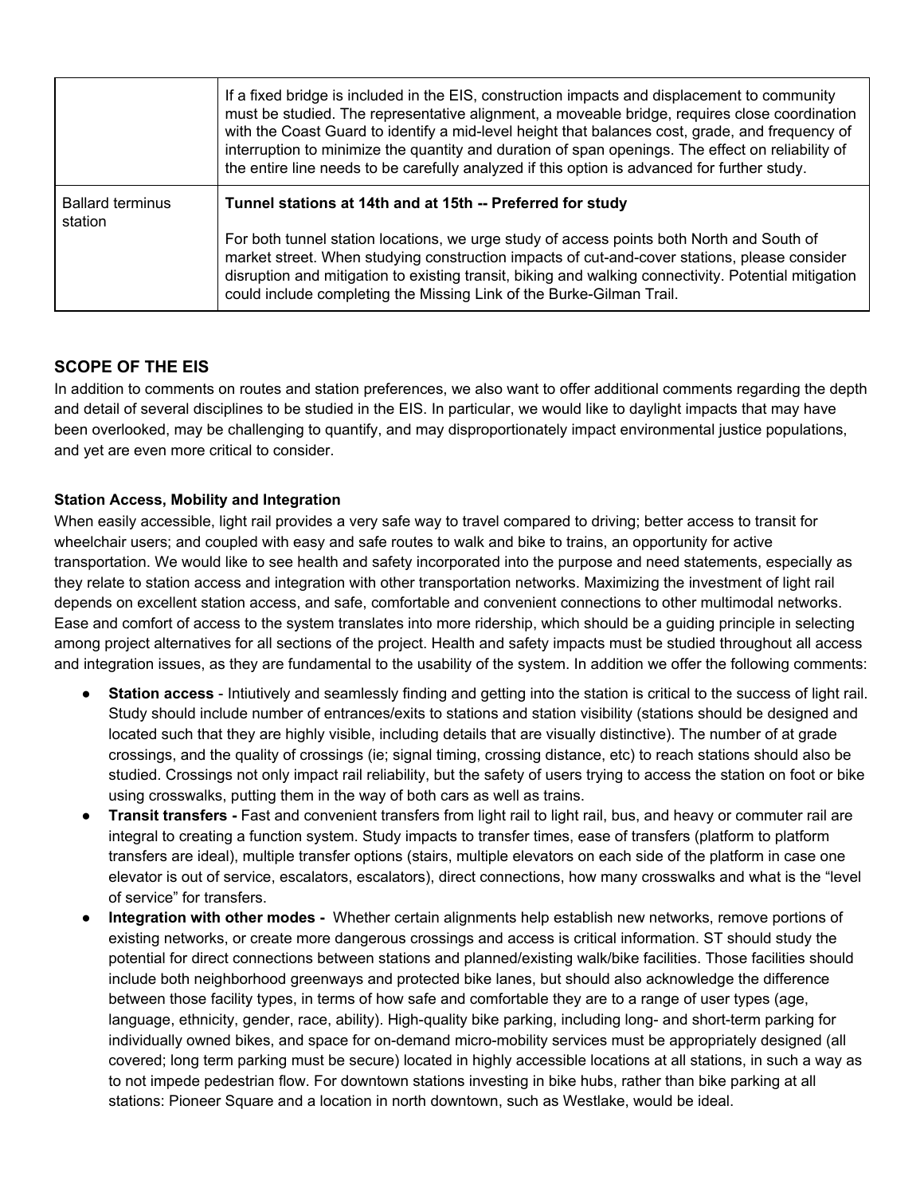| | |
|---|---|
| | If a fixed bridge is included in the EIS, construction impacts and displacement to community must be studied. The representative alignment, a moveable bridge, requires close coordination with the Coast Guard to identify a mid-level height that balances cost, grade, and frequency of interruption to minimize the quantity and duration of span openings. The effect on reliability of the entire line needs to be carefully analyzed if this option is advanced for further study. |
| Ballard terminus station | **Tunnel stations at 14th and at 15th -- Preferred for study**<br><br>For both tunnel station locations, we urge study of access points both North and South of market street. When studying construction impacts of cut-and-cover stations, please consider disruption and mitigation to existing transit, biking and walking connectivity. Potential mitigation could include completing the Missing Link of the Burke-Gilman Trail. |

## SCOPE OF THE EIS

In addition to comments on routes and station preferences, we also want to offer additional comments regarding the depth and detail of several disciplines to be studied in the EIS. In particular, we would like to daylight impacts that may have been overlooked, may be challenging to quantify, and may disproportionately impact environmental justice populations, and yet are even more critical to consider.

### Station Access, Mobility and Integration

When easily accessible, light rail provides a very safe way to travel compared to driving; better access to transit for wheelchair users; and coupled with easy and safe routes to walk and bike to trains, an opportunity for active transportation. We would like to see health and safety incorporated into the purpose and need statements, especially as they relate to station access and integration with other transportation networks. Maximizing the investment of light rail depends on excellent station access, and safe, comfortable and convenient connections to other multimodal networks. Ease and comfort of access to the system translates into more ridership, which should be a guiding principle in selecting among project alternatives for all sections of the project. Health and safety impacts must be studied throughout all access and integration issues, as they are fundamental to the usability of the system. In addition we offer the following comments:

- **Station access** - Intiutively and seamlessly finding and getting into the station is critical to the success of light rail. Study should include number of entrances/exits to stations and station visibility (stations should be designed and located such that they are highly visible, including details that are visually distinctive). The number of at grade crossings, and the quality of crossings (ie; signal timing, crossing distance, etc) to reach stations should also be studied. Crossings not only impact rail reliability, but the safety of users trying to access the station on foot or bike using crosswalks, putting them in the way of both cars as well as trains.
- **Transit transfers -** Fast and convenient transfers from light rail to light rail, bus, and heavy or commuter rail are integral to creating a function system. Study impacts to transfer times, ease of transfers (platform to platform transfers are ideal), multiple transfer options (stairs, multiple elevators on each side of the platform in case one elevator is out of service, escalators, escalators), direct connections, how many crosswalks and what is the "level of service" for transfers.
- **Integration with other modes -** Whether certain alignments help establish new networks, remove portions of existing networks, or create more dangerous crossings and access is critical information. ST should study the potential for direct connections between stations and planned/existing walk/bike facilities. Those facilities should include both neighborhood greenways and protected bike lanes, but should also acknowledge the difference between those facility types, in terms of how safe and comfortable they are to a range of user types (age, language, ethnicity, gender, race, ability). High-quality bike parking, including long- and short-term parking for individually owned bikes, and space for on-demand micro-mobility services must be appropriately designed (all covered; long term parking must be secure) located in highly accessible locations at all stations, in such a way as to not impede pedestrian flow. For downtown stations investing in bike hubs, rather than bike parking at all stations: Pioneer Square and a location in north downtown, such as Westlake, would be ideal.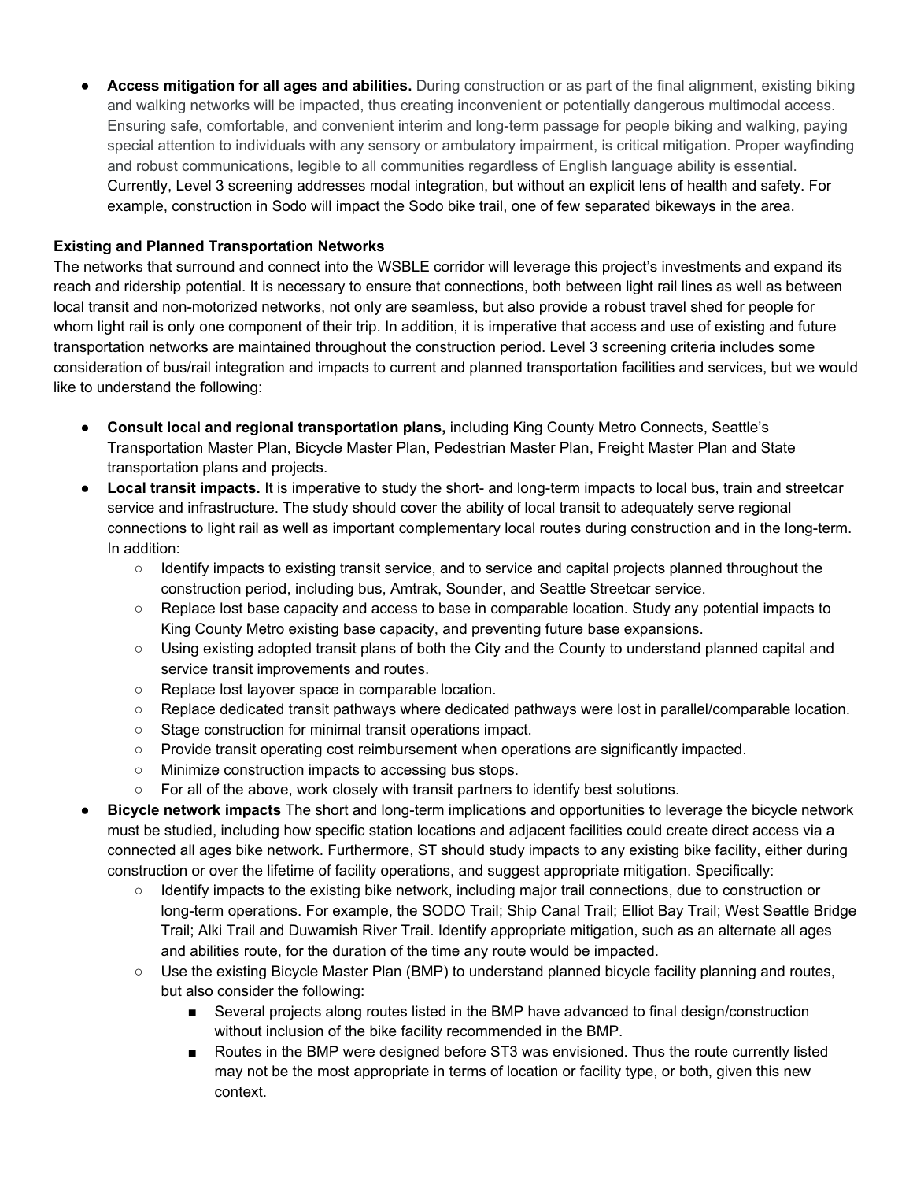- **Access mitigation for all ages and abilities.** During construction or as part of the final alignment, existing biking and walking networks will be impacted, thus creating inconvenient or potentially dangerous multimodal access. Ensuring safe, comfortable, and convenient interim and long-term passage for people biking and walking, paying special attention to individuals with any sensory or ambulatory impairment, is critical mitigation. Proper wayfinding and robust communications, legible to all communities regardless of English language ability is essential. Currently, Level 3 screening addresses modal integration, but without an explicit lens of health and safety. For example, construction in Sodo will impact the Sodo bike trail, one of few separated bikeways in the area.

**Existing and Planned Transportation Networks**

The networks that surround and connect into the WSBLE corridor will leverage this project's investments and expand its reach and ridership potential. It is necessary to ensure that connections, both between light rail lines as well as between local transit and non-motorized networks, not only are seamless, but also provide a robust travel shed for people for whom light rail is only one component of their trip. In addition, it is imperative that access and use of existing and future transportation networks are maintained throughout the construction period. Level 3 screening criteria includes some consideration of bus/rail integration and impacts to current and planned transportation facilities and services, but we would like to understand the following:

- **Consult local and regional transportation plans,** including King County Metro Connects, Seattle's Transportation Master Plan, Bicycle Master Plan, Pedestrian Master Plan, Freight Master Plan and State transportation plans and projects.
- **Local transit impacts.** It is imperative to study the short- and long-term impacts to local bus, train and streetcar service and infrastructure. The study should cover the ability of local transit to adequately serve regional connections to light rail as well as important complementary local routes during construction and in the long-term. In addition:
  - Identify impacts to existing transit service, and to service and capital projects planned throughout the construction period, including bus, Amtrak, Sounder, and Seattle Streetcar service.
  - Replace lost base capacity and access to base in comparable location. Study any potential impacts to King County Metro existing base capacity, and preventing future base expansions.
  - Using existing adopted transit plans of both the City and the County to understand planned capital and service transit improvements and routes.
  - Replace lost layover space in comparable location.
  - Replace dedicated transit pathways where dedicated pathways were lost in parallel/comparable location.
  - Stage construction for minimal transit operations impact.
  - Provide transit operating cost reimbursement when operations are significantly impacted.
  - Minimize construction impacts to accessing bus stops.
  - For all of the above, work closely with transit partners to identify best solutions.
- **Bicycle network impacts** The short and long-term implications and opportunities to leverage the bicycle network must be studied, including how specific station locations and adjacent facilities could create direct access via a connected all ages bike network. Furthermore, ST should study impacts to any existing bike facility, either during construction or over the lifetime of facility operations, and suggest appropriate mitigation. Specifically:
  - Identify impacts to the existing bike network, including major trail connections, due to construction or long-term operations. For example, the SODO Trail; Ship Canal Trail; Elliot Bay Trail; West Seattle Bridge Trail; Alki Trail and Duwamish River Trail. Identify appropriate mitigation, such as an alternate all ages and abilities route, for the duration of the time any route would be impacted.
  - Use the existing Bicycle Master Plan (BMP) to understand planned bicycle facility planning and routes, but also consider the following:
    - Several projects along routes listed in the BMP have advanced to final design/construction without inclusion of the bike facility recommended in the BMP.
    - Routes in the BMP were designed before ST3 was envisioned. Thus the route currently listed may not be the most appropriate in terms of location or facility type, or both, given this new context.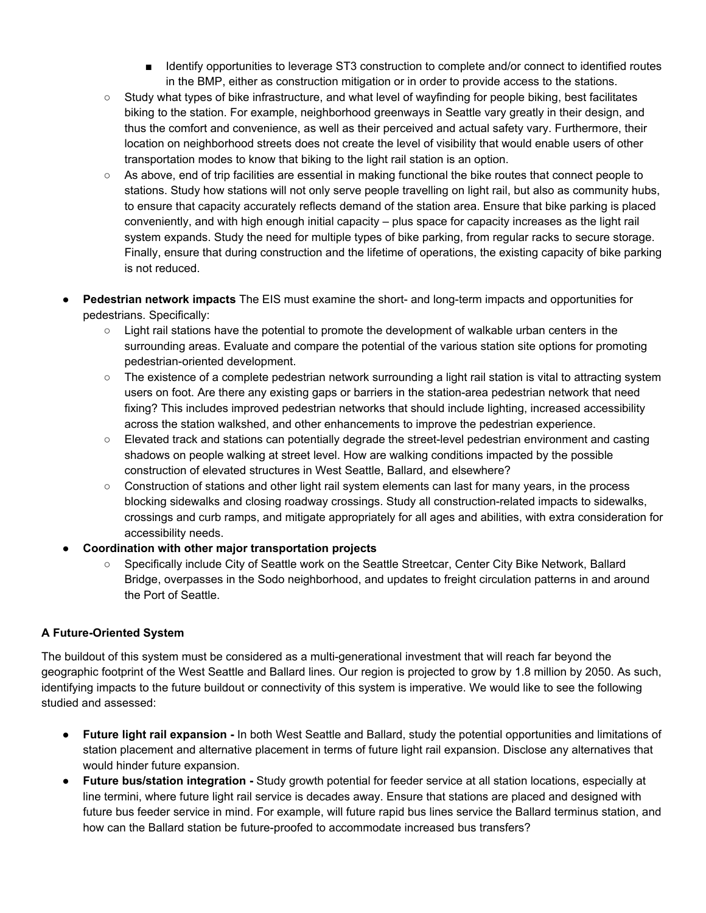- Identify opportunities to leverage ST3 construction to complete and/or connect to identified routes in the BMP, either as construction mitigation or in order to provide access to the stations.
    - Study what types of bike infrastructure, and what level of wayfinding for people biking, best facilitates biking to the station. For example, neighborhood greenways in Seattle vary greatly in their design, and thus the comfort and convenience, as well as their perceived and actual safety vary. Furthermore, their location on neighborhood streets does not create the level of visibility that would enable users of other transportation modes to know that biking to the light rail station is an option.
    - As above, end of trip facilities are essential in making functional the bike routes that connect people to stations. Study how stations will not only serve people travelling on light rail, but also as community hubs, to ensure that capacity accurately reflects demand of the station area. Ensure that bike parking is placed conveniently, and with high enough initial capacity – plus space for capacity increases as the light rail system expands. Study the need for multiple types of bike parking, from regular racks to secure storage. Finally, ensure that during construction and the lifetime of operations, the existing capacity of bike parking is not reduced.

- **Pedestrian network impacts** The EIS must examine the short- and long-term impacts and opportunities for pedestrians. Specifically:
    - Light rail stations have the potential to promote the development of walkable urban centers in the surrounding areas. Evaluate and compare the potential of the various station site options for promoting pedestrian-oriented development.
    - The existence of a complete pedestrian network surrounding a light rail station is vital to attracting system users on foot. Are there any existing gaps or barriers in the station-area pedestrian network that need fixing? This includes improved pedestrian networks that should include lighting, increased accessibility across the station walkshed, and other enhancements to improve the pedestrian experience.
    - Elevated track and stations can potentially degrade the street-level pedestrian environment and casting shadows on people walking at street level. How are walking conditions impacted by the possible construction of elevated structures in West Seattle, Ballard, and elsewhere?
    - Construction of stations and other light rail system elements can last for many years, in the process blocking sidewalks and closing roadway crossings. Study all construction-related impacts to sidewalks, crossings and curb ramps, and mitigate appropriately for all ages and abilities, with extra consideration for accessibility needs.
- **Coordination with other major transportation projects**
    - Specifically include City of Seattle work on the Seattle Streetcar, Center City Bike Network, Ballard Bridge, overpasses in the Sodo neighborhood, and updates to freight circulation patterns in and around the Port of Seattle.

**A Future-Oriented System**

The buildout of this system must be considered as a multi-generational investment that will reach far beyond the geographic footprint of the West Seattle and Ballard lines. Our region is projected to grow by 1.8 million by 2050. As such, identifying impacts to the future buildout or connectivity of this system is imperative. We would like to see the following studied and assessed:

- **Future light rail expansion -** In both West Seattle and Ballard, study the potential opportunities and limitations of station placement and alternative placement in terms of future light rail expansion. Disclose any alternatives that would hinder future expansion.
- **Future bus/station integration -** Study growth potential for feeder service at all station locations, especially at line termini, where future light rail service is decades away. Ensure that stations are placed and designed with future bus feeder service in mind. For example, will future rapid bus lines service the Ballard terminus station, and how can the Ballard station be future-proofed to accommodate increased bus transfers?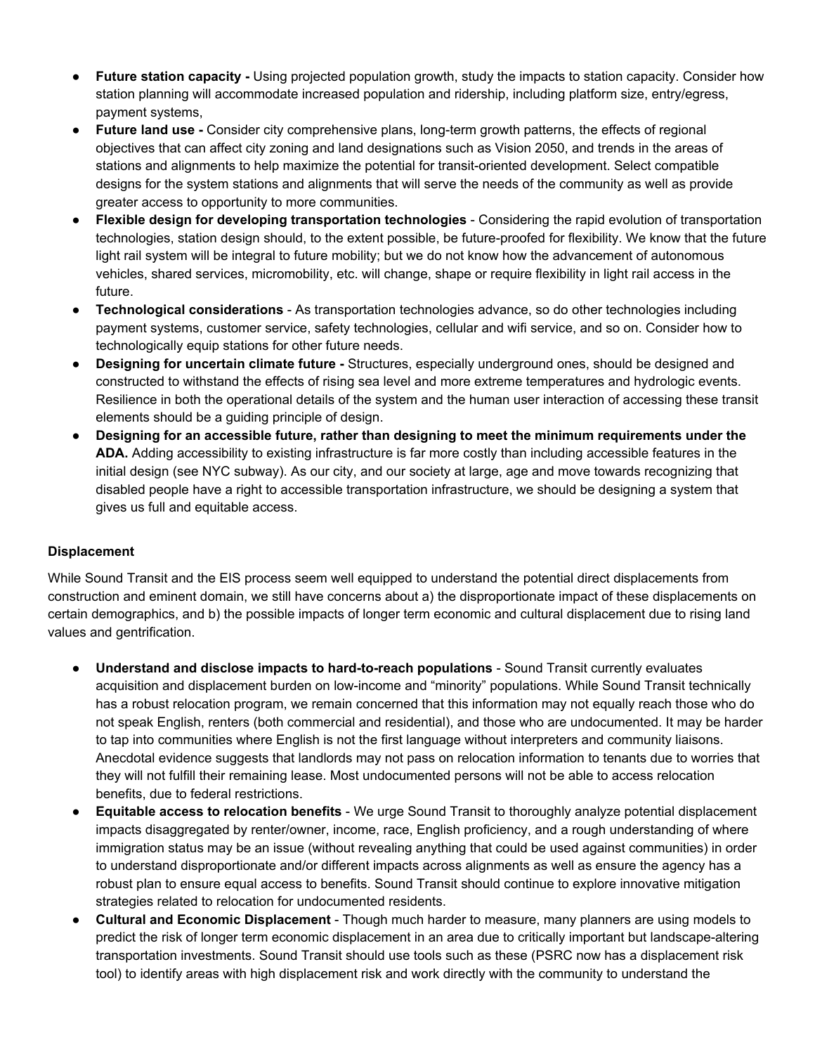- **Future station capacity -** Using projected population growth, study the impacts to station capacity. Consider how station planning will accommodate increased population and ridership, including platform size, entry/egress, payment systems,
- **Future land use -** Consider city comprehensive plans, long-term growth patterns, the effects of regional objectives that can affect city zoning and land designations such as Vision 2050, and trends in the areas of stations and alignments to help maximize the potential for transit-oriented development. Select compatible designs for the system stations and alignments that will serve the needs of the community as well as provide greater access to opportunity to more communities.
- **Flexible design for developing transportation technologies** - Considering the rapid evolution of transportation technologies, station design should, to the extent possible, be future-proofed for flexibility. We know that the future light rail system will be integral to future mobility; but we do not know how the advancement of autonomous vehicles, shared services, micromobility, etc. will change, shape or require flexibility in light rail access in the future.
- **Technological considerations** - As transportation technologies advance, so do other technologies including payment systems, customer service, safety technologies, cellular and wifi service, and so on. Consider how to technologically equip stations for other future needs.
- **Designing for uncertain climate future -** Structures, especially underground ones, should be designed and constructed to withstand the effects of rising sea level and more extreme temperatures and hydrologic events. Resilience in both the operational details of the system and the human user interaction of accessing these transit elements should be a guiding principle of design.
- **Designing for an accessible future, rather than designing to meet the minimum requirements under the ADA.** Adding accessibility to existing infrastructure is far more costly than including accessible features in the initial design (see NYC subway). As our city, and our society at large, age and move towards recognizing that disabled people have a right to accessible transportation infrastructure, we should be designing a system that gives us full and equitable access.

**Displacement**

While Sound Transit and the EIS process seem well equipped to understand the potential direct displacements from construction and eminent domain, we still have concerns about a) the disproportionate impact of these displacements on certain demographics, and b) the possible impacts of longer term economic and cultural displacement due to rising land values and gentrification.

- **Understand and disclose impacts to hard-to-reach populations** - Sound Transit currently evaluates acquisition and displacement burden on low-income and "minority" populations. While Sound Transit technically has a robust relocation program, we remain concerned that this information may not equally reach those who do not speak English, renters (both commercial and residential), and those who are undocumented. It may be harder to tap into communities where English is not the first language without interpreters and community liaisons. Anecdotal evidence suggests that landlords may not pass on relocation information to tenants due to worries that they will not fulfill their remaining lease. Most undocumented persons will not be able to access relocation benefits, due to federal restrictions.
- **Equitable access to relocation benefits** - We urge Sound Transit to thoroughly analyze potential displacement impacts disaggregated by renter/owner, income, race, English proficiency, and a rough understanding of where immigration status may be an issue (without revealing anything that could be used against communities) in order to understand disproportionate and/or different impacts across alignments as well as ensure the agency has a robust plan to ensure equal access to benefits. Sound Transit should continue to explore innovative mitigation strategies related to relocation for undocumented residents.
- **Cultural and Economic Displacement** - Though much harder to measure, many planners are using models to predict the risk of longer term economic displacement in an area due to critically important but landscape-altering transportation investments. Sound Transit should use tools such as these (PSRC now has a displacement risk tool) to identify areas with high displacement risk and work directly with the community to understand the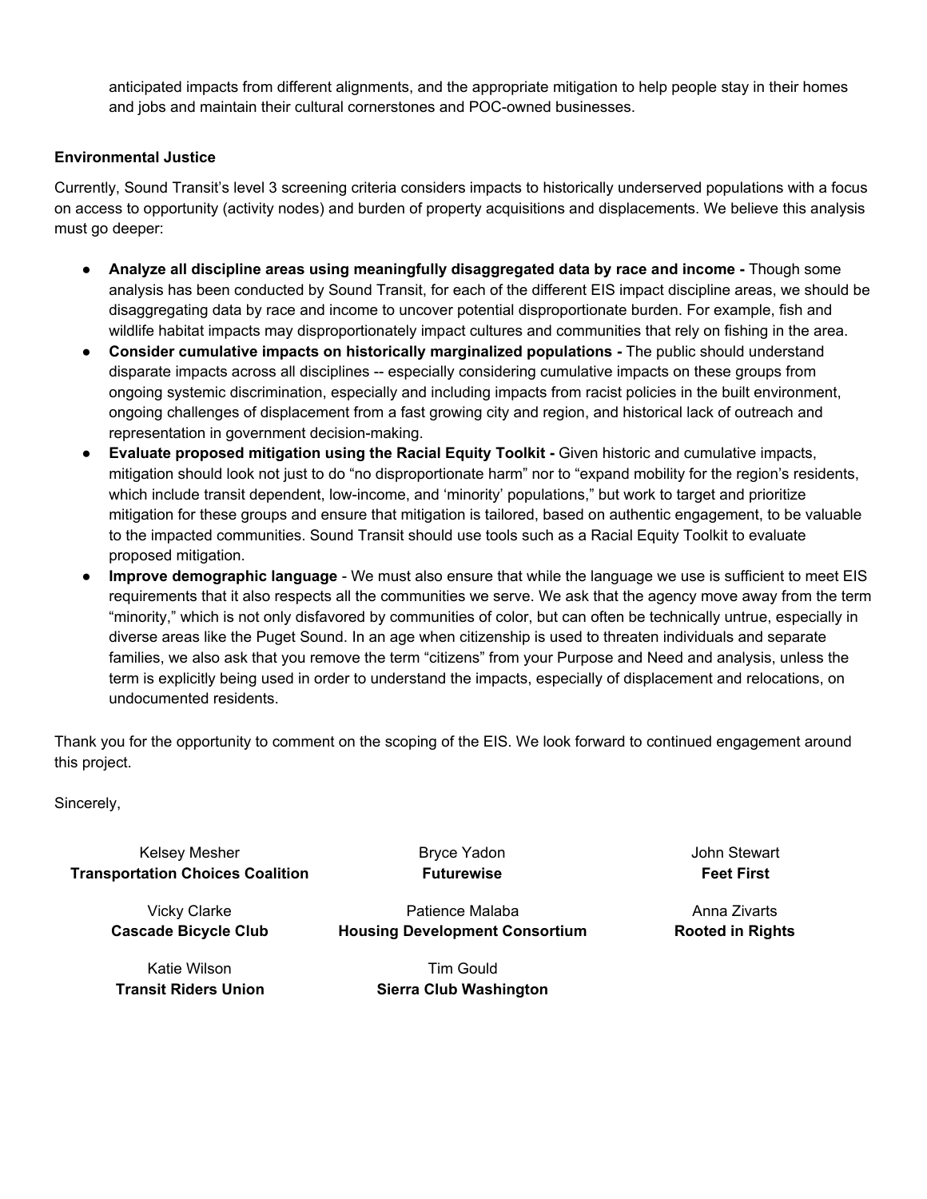anticipated impacts from different alignments, and the appropriate mitigation to help people stay in their homes and jobs and maintain their cultural cornerstones and POC-owned businesses.

**Environmental Justice**

Currently, Sound Transit's level 3 screening criteria considers impacts to historically underserved populations with a focus on access to opportunity (activity nodes) and burden of property acquisitions and displacements. We believe this analysis must go deeper:

- **Analyze all discipline areas using meaningfully disaggregated data by race and income -** Though some analysis has been conducted by Sound Transit, for each of the different EIS impact discipline areas, we should be disaggregating data by race and income to uncover potential disproportionate burden. For example, fish and wildlife habitat impacts may disproportionately impact cultures and communities that rely on fishing in the area.
- **Consider cumulative impacts on historically marginalized populations -** The public should understand disparate impacts across all disciplines -- especially considering cumulative impacts on these groups from ongoing systemic discrimination, especially and including impacts from racist policies in the built environment, ongoing challenges of displacement from a fast growing city and region, and historical lack of outreach and representation in government decision-making.
- **Evaluate proposed mitigation using the Racial Equity Toolkit -** Given historic and cumulative impacts, mitigation should look not just to do "no disproportionate harm" nor to "expand mobility for the region's residents, which include transit dependent, low-income, and 'minority' populations," but work to target and prioritize mitigation for these groups and ensure that mitigation is tailored, based on authentic engagement, to be valuable to the impacted communities. Sound Transit should use tools such as a Racial Equity Toolkit to evaluate proposed mitigation.
- **Improve demographic language** - We must also ensure that while the language we use is sufficient to meet EIS requirements that it also respects all the communities we serve. We ask that the agency move away from the term "minority," which is not only disfavored by communities of color, but can often be technically untrue, especially in diverse areas like the Puget Sound. In an age when citizenship is used to threaten individuals and separate families, we also ask that you remove the term "citizens" from your Purpose and Need and analysis, unless the term is explicitly being used in order to understand the impacts, especially of displacement and relocations, on undocumented residents.

Thank you for the opportunity to comment on the scoping of the EIS. We look forward to continued engagement around this project.

Sincerely,

Kelsey Mesher
**Transportation Choices Coalition**

Bryce Yadon
**Futurewise**

John Stewart
**Feet First**

Vicky Clarke
**Cascade Bicycle Club**

Patience Malaba
**Housing Development Consortium**

Anna Zivarts
**Rooted in Rights**

Katie Wilson
**Transit Riders Union**

Tim Gould
**Sierra Club Washington**